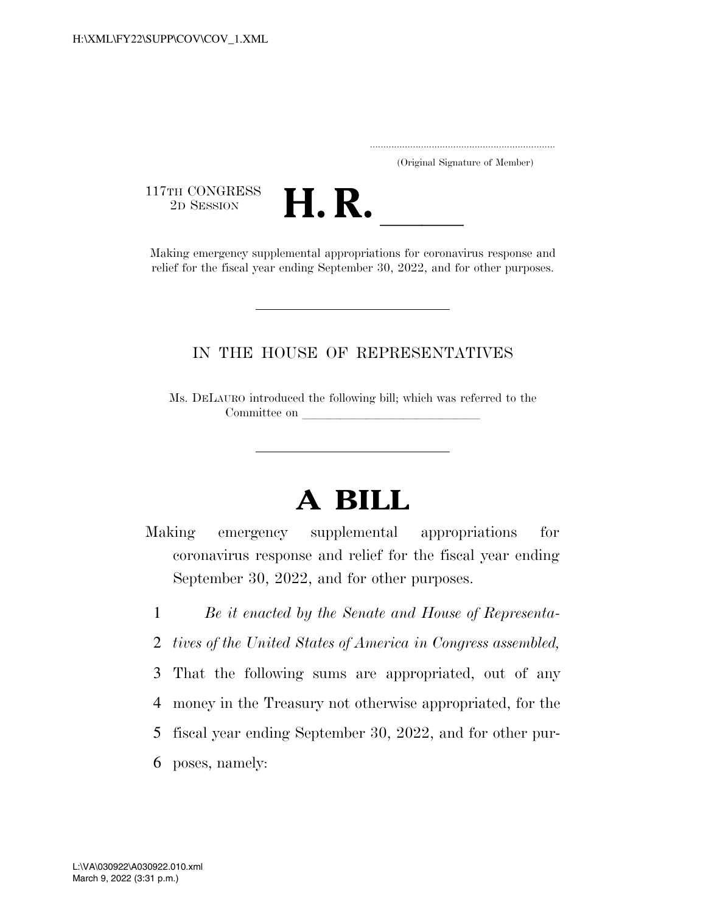(Original Signature of Member)

117TH CONGRESS
2D SESSION

# H. R. \_\_\_\_\_

Making emergency supplemental appropriations for coronavirus response and relief for the fiscal year ending September 30, 2022, and for other purposes.

---

IN THE HOUSE OF REPRESENTATIVES

Ms. DELAURO introduced the following bill; which was referred to the Committee on \_\_\_\_\_\_\_\_\_\_\_\_\_\_\_\_\_\_\_\_\_\_\_\_\_\_\_\_\_\_

---

# A BILL

Making emergency supplemental appropriations for coronavirus response and relief for the fiscal year ending September 30, 2022, and for other purposes.

1 *Be it enacted by the Senate and House of Representa-*
2 *tives of the United States of America in Congress assembled,*
3 That the following sums are appropriated, out of any
4 money in the Treasury not otherwise appropriated, for the
5 fiscal year ending September 30, 2022, and for other pur-
6 poses, namely: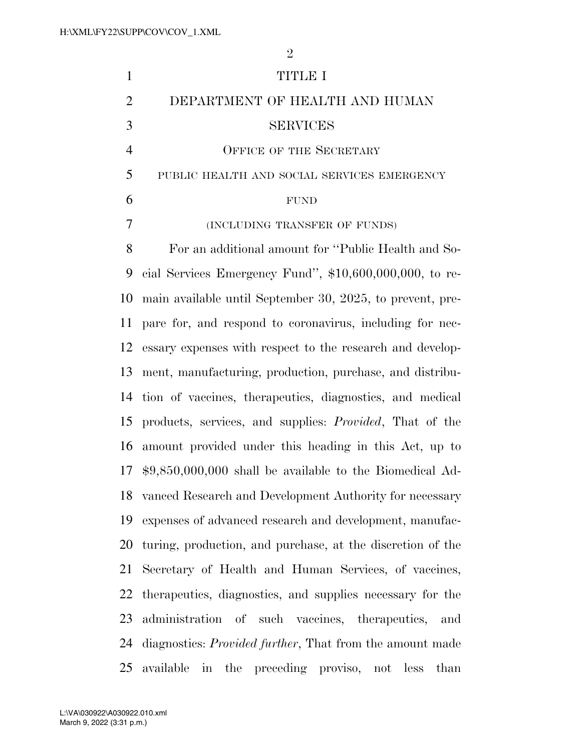# TITLE I

# DEPARTMENT OF HEALTH AND HUMAN SERVICES

## OFFICE OF THE SECRETARY

### PUBLIC HEALTH AND SOCIAL SERVICES EMERGENCY FUND

(INCLUDING TRANSFER OF FUNDS)

For an additional amount for ''Public Health and Social Services Emergency Fund'', $10,600,000,000, to remain available until September 30, 2025, to prevent, prepare for, and respond to coronavirus, including for necessary expenses with respect to the research and development, manufacturing, production, purchase, and distribution of vaccines, therapeutics, diagnostics, and medical products, services, and supplies: *Provided*, That of the amount provided under this heading in this Act, up to $9,850,000,000 shall be available to the Biomedical Advanced Research and Development Authority for necessary expenses of advanced research and development, manufacturing, production, and purchase, at the discretion of the Secretary of Health and Human Services, of vaccines, therapeutics, diagnostics, and supplies necessary for the administration of such vaccines, therapeutics, and diagnostics: *Provided further*, That from the amount made available in the preceding proviso, not less than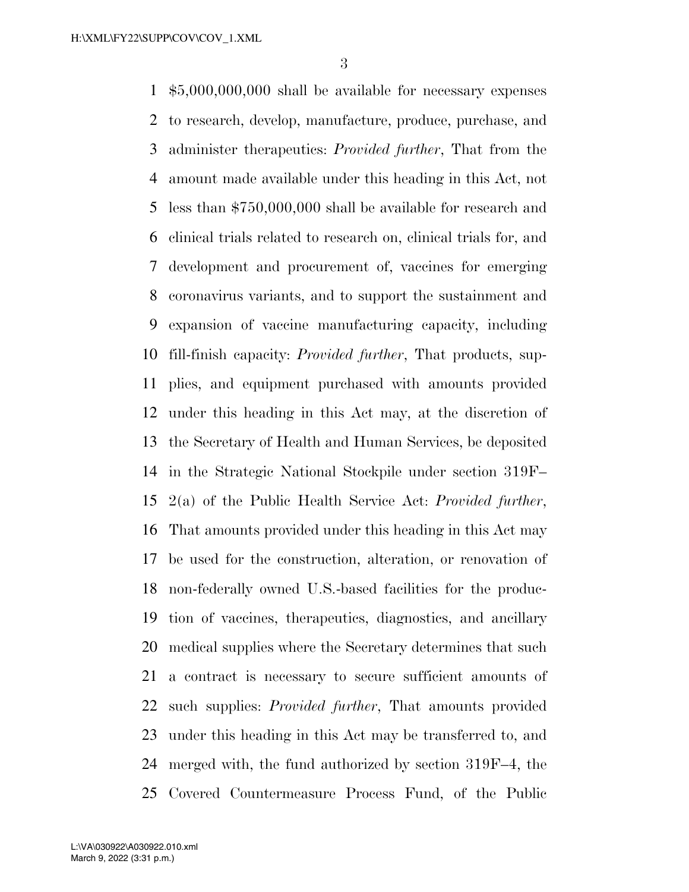$5,000,000,000 shall be available for necessary expenses to research, develop, manufacture, produce, purchase, and administer therapeutics: *Provided further*, That from the amount made available under this heading in this Act, not less than $750,000,000 shall be available for research and clinical trials related to research on, clinical trials for, and development and procurement of, vaccines for emerging coronavirus variants, and to support the sustainment and expansion of vaccine manufacturing capacity, including fill-finish capacity: *Provided further*, That products, supplies, and equipment purchased with amounts provided under this heading in this Act may, at the discretion of the Secretary of Health and Human Services, be deposited in the Strategic National Stockpile under section 319F–2(a) of the Public Health Service Act: *Provided further*, That amounts provided under this heading in this Act may be used for the construction, alteration, or renovation of non-federally owned U.S.-based facilities for the production of vaccines, therapeutics, diagnostics, and ancillary medical supplies where the Secretary determines that such a contract is necessary to secure sufficient amounts of such supplies: *Provided further*, That amounts provided under this heading in this Act may be transferred to, and merged with, the fund authorized by section 319F–4, the Covered Countermeasure Process Fund, of the Public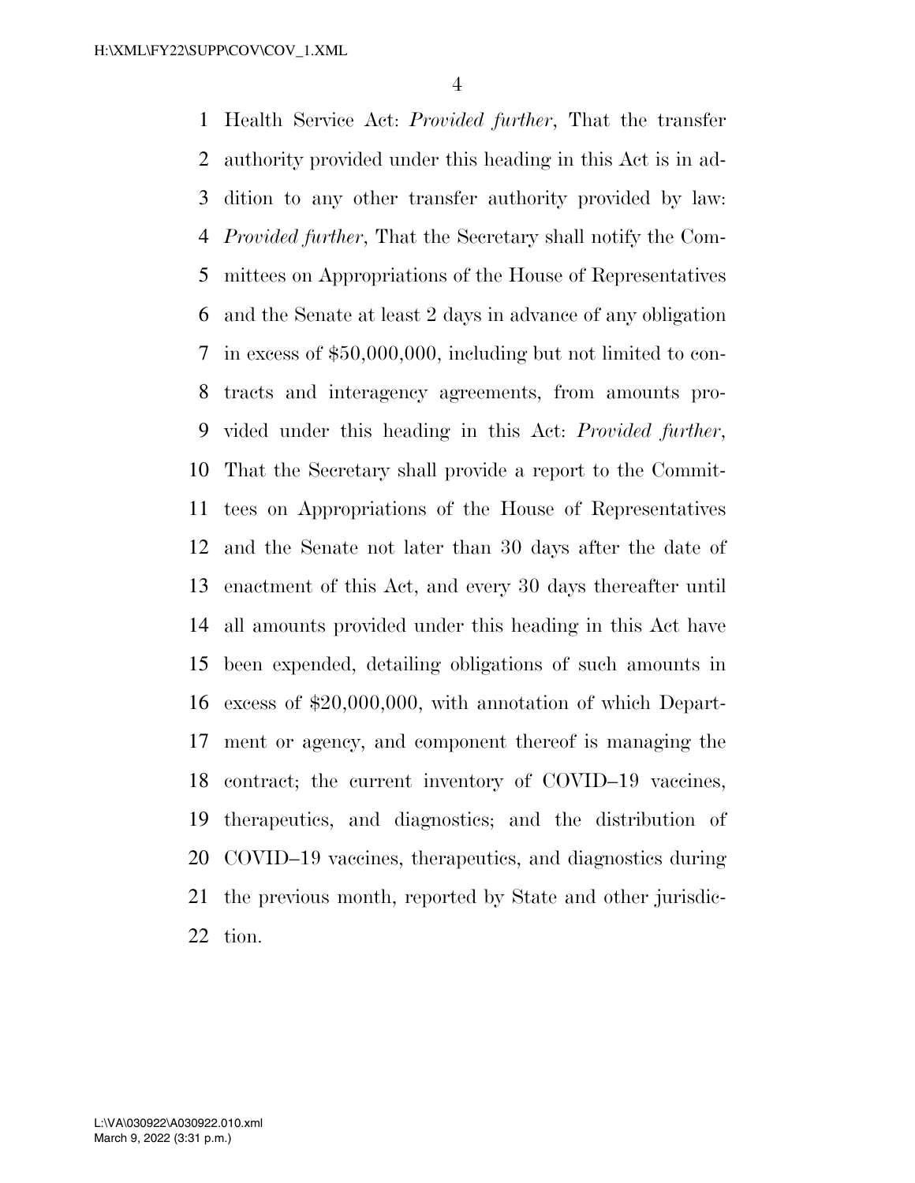Health Service Act: *Provided further*, That the transfer authority provided under this heading in this Act is in addition to any other transfer authority provided by law: *Provided further*, That the Secretary shall notify the Committees on Appropriations of the House of Representatives and the Senate at least 2 days in advance of any obligation in excess of $50,000,000, including but not limited to contracts and interagency agreements, from amounts provided under this heading in this Act: *Provided further*, That the Secretary shall provide a report to the Committees on Appropriations of the House of Representatives and the Senate not later than 30 days after the date of enactment of this Act, and every 30 days thereafter until all amounts provided under this heading in this Act have been expended, detailing obligations of such amounts in excess of $20,000,000, with annotation of which Department or agency, and component thereof is managing the contract; the current inventory of COVID–19 vaccines, therapeutics, and diagnostics; and the distribution of COVID–19 vaccines, therapeutics, and diagnostics during the previous month, reported by State and other jurisdiction.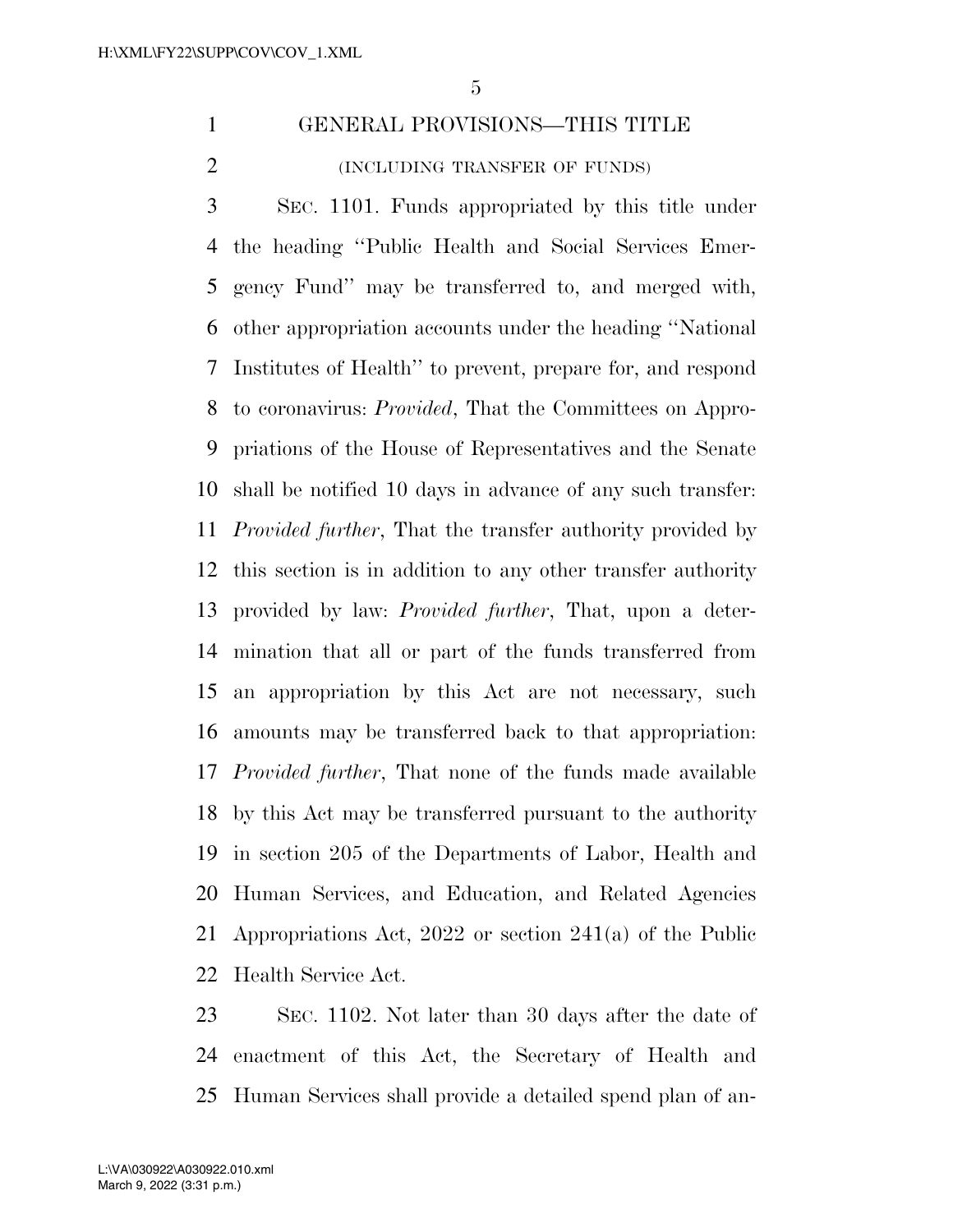## GENERAL PROVISIONS—THIS TITLE

(INCLUDING TRANSFER OF FUNDS)

SEC. 1101. Funds appropriated by this title under the heading ''Public Health and Social Services Emergency Fund'' may be transferred to, and merged with, other appropriation accounts under the heading ''National Institutes of Health'' to prevent, prepare for, and respond to coronavirus: *Provided*, That the Committees on Appropriations of the House of Representatives and the Senate shall be notified 10 days in advance of any such transfer: *Provided further*, That the transfer authority provided by this section is in addition to any other transfer authority provided by law: *Provided further*, That, upon a determination that all or part of the funds transferred from an appropriation by this Act are not necessary, such amounts may be transferred back to that appropriation: *Provided further*, That none of the funds made available by this Act may be transferred pursuant to the authority in section 205 of the Departments of Labor, Health and Human Services, and Education, and Related Agencies Appropriations Act, 2022 or section 241(a) of the Public Health Service Act.

SEC. 1102. Not later than 30 days after the date of enactment of this Act, the Secretary of Health and Human Services shall provide a detailed spend plan of an-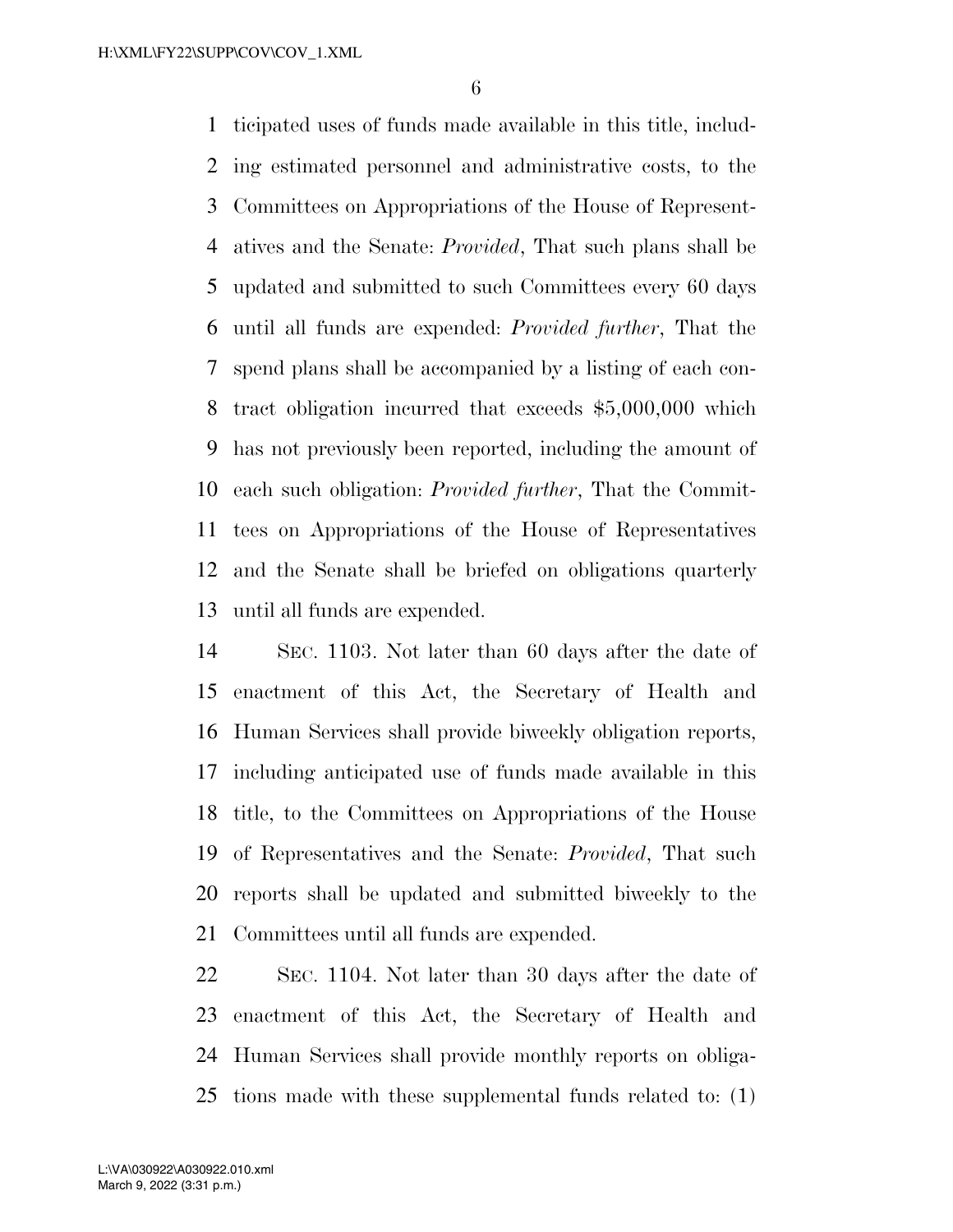ticipated uses of funds made available in this title, including estimated personnel and administrative costs, to the Committees on Appropriations of the House of Representatives and the Senate: *Provided*, That such plans shall be updated and submitted to such Committees every 60 days until all funds are expended: *Provided further*, That the spend plans shall be accompanied by a listing of each contract obligation incurred that exceeds $5,000,000 which has not previously been reported, including the amount of each such obligation: *Provided further*, That the Committees on Appropriations of the House of Representatives and the Senate shall be briefed on obligations quarterly until all funds are expended.

SEC. 1103. Not later than 60 days after the date of enactment of this Act, the Secretary of Health and Human Services shall provide biweekly obligation reports, including anticipated use of funds made available in this title, to the Committees on Appropriations of the House of Representatives and the Senate: *Provided*, That such reports shall be updated and submitted biweekly to the Committees until all funds are expended.

SEC. 1104. Not later than 30 days after the date of enactment of this Act, the Secretary of Health and Human Services shall provide monthly reports on obligations made with these supplemental funds related to: (1)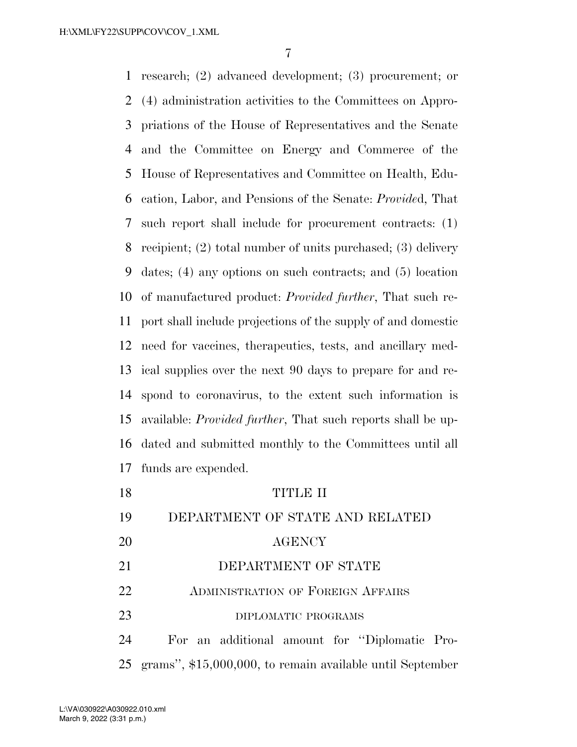research; (2) advanced development; (3) procurement; or (4) administration activities to the Committees on Appropriations of the House of Representatives and the Senate and the Committee on Energy and Commerce of the House of Representatives and Committee on Health, Education, Labor, and Pensions of the Senate: *Provide*d, That such report shall include for procurement contracts: (1) recipient; (2) total number of units purchased; (3) delivery dates; (4) any options on such contracts; and (5) location of manufactured product: *Provided further*, That such report shall include projections of the supply of and domestic need for vaccines, therapeutics, tests, and ancillary medical supplies over the next 90 days to prepare for and respond to coronavirus, to the extent such information is available: *Provided further*, That such reports shall be updated and submitted monthly to the Committees until all funds are expended.

# TITLE II

# DEPARTMENT OF STATE AND RELATED AGENCY

## DEPARTMENT OF STATE

### Administration of Foreign Affairs

#### diplomatic programs

For an additional amount for ''Diplomatic Programs'', $15,000,000, to remain available until September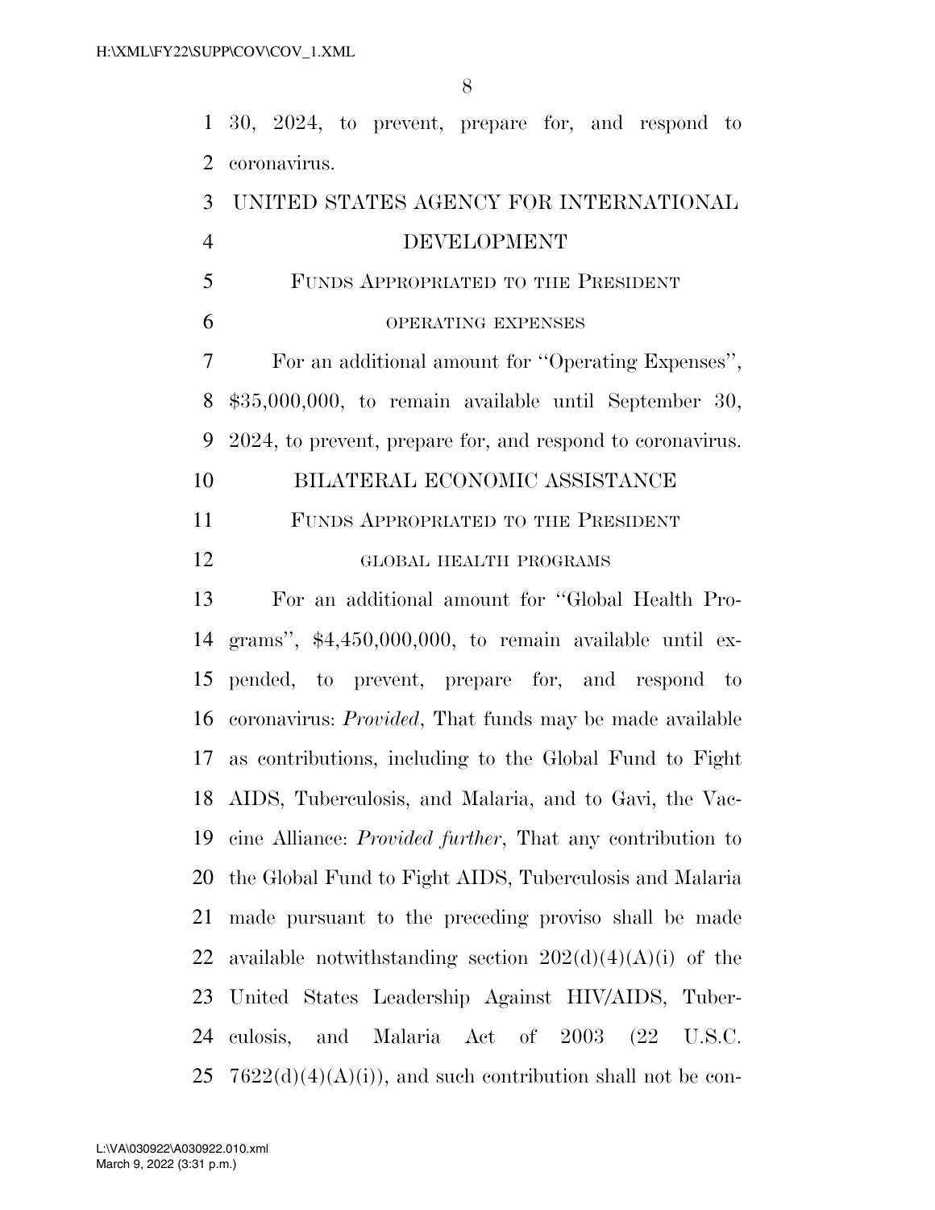30, 2024, to prevent, prepare for, and respond to coronavirus.

## UNITED STATES AGENCY FOR INTERNATIONAL DEVELOPMENT

### FUNDS APPROPRIATED TO THE PRESIDENT

#### OPERATING EXPENSES

For an additional amount for "Operating Expenses", $35,000,000, to remain available until September 30, 2024, to prevent, prepare for, and respond to coronavirus.

## BILATERAL ECONOMIC ASSISTANCE

### FUNDS APPROPRIATED TO THE PRESIDENT

#### GLOBAL HEALTH PROGRAMS

For an additional amount for "Global Health Programs", $4,450,000,000, to remain available until expended, to prevent, prepare for, and respond to coronavirus: *Provided*, That funds may be made available as contributions, including to the Global Fund to Fight AIDS, Tuberculosis, and Malaria, and to Gavi, the Vaccine Alliance: *Provided further*, That any contribution to the Global Fund to Fight AIDS, Tuberculosis and Malaria made pursuant to the preceding proviso shall be made available notwithstanding section 202(d)(4)(A)(i) of the United States Leadership Against HIV/AIDS, Tuberculosis, and Malaria Act of 2003 (22 U.S.C. 7622(d)(4)(A)(i)), and such contribution shall not be con-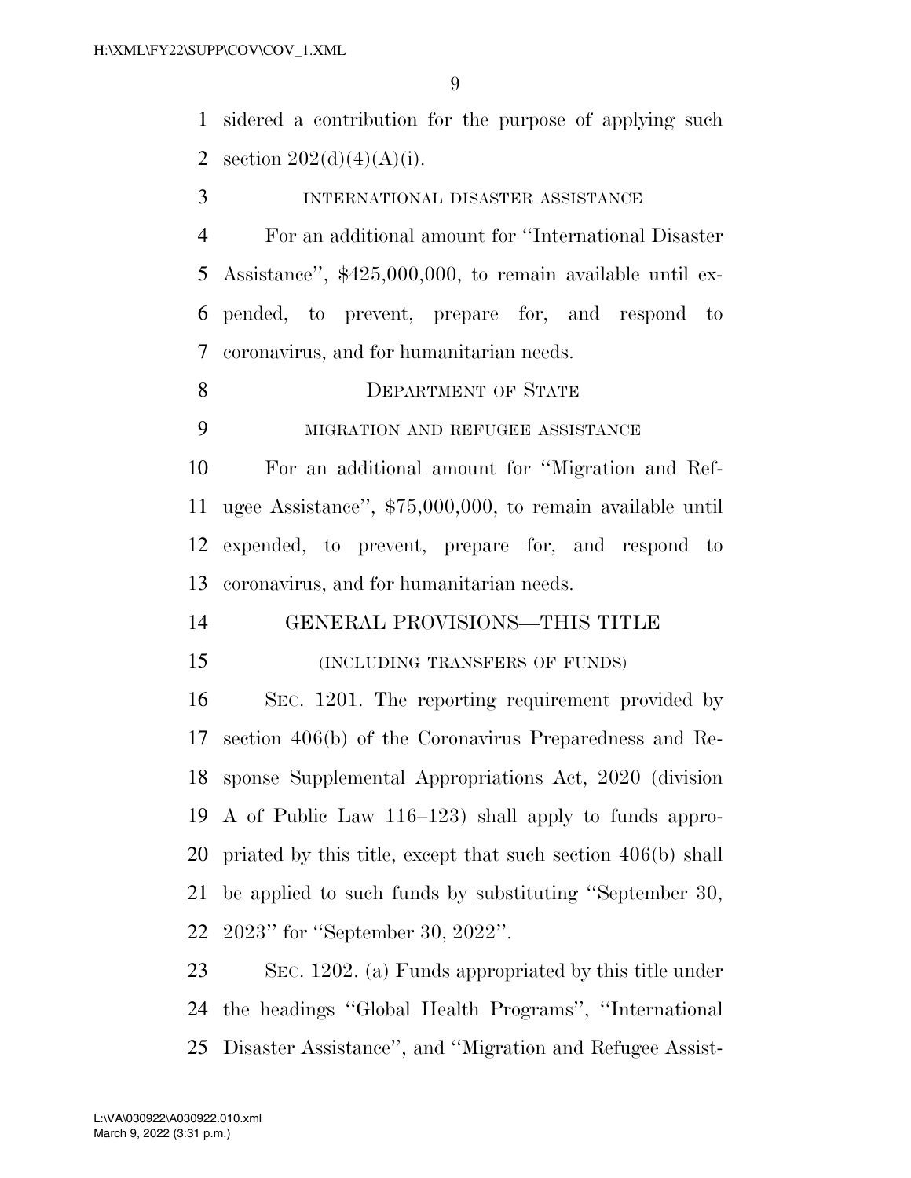sidered a contribution for the purpose of applying such section 202(d)(4)(A)(i).

INTERNATIONAL DISASTER ASSISTANCE

For an additional amount for "International Disaster Assistance", $425,000,000, to remain available until expended, to prevent, prepare for, and respond to coronavirus, and for humanitarian needs.

DEPARTMENT OF STATE

MIGRATION AND REFUGEE ASSISTANCE

For an additional amount for "Migration and Refugee Assistance", $75,000,000, to remain available until expended, to prevent, prepare for, and respond to coronavirus, and for humanitarian needs.

GENERAL PROVISIONS—THIS TITLE

(INCLUDING TRANSFERS OF FUNDS)

SEC. 1201. The reporting requirement provided by section 406(b) of the Coronavirus Preparedness and Response Supplemental Appropriations Act, 2020 (division A of Public Law 116–123) shall apply to funds appropriated by this title, except that such section 406(b) shall be applied to such funds by substituting "September 30, 2023" for "September 30, 2022".

SEC. 1202. (a) Funds appropriated by this title under the headings "Global Health Programs", "International Disaster Assistance", and "Migration and Refugee Assist-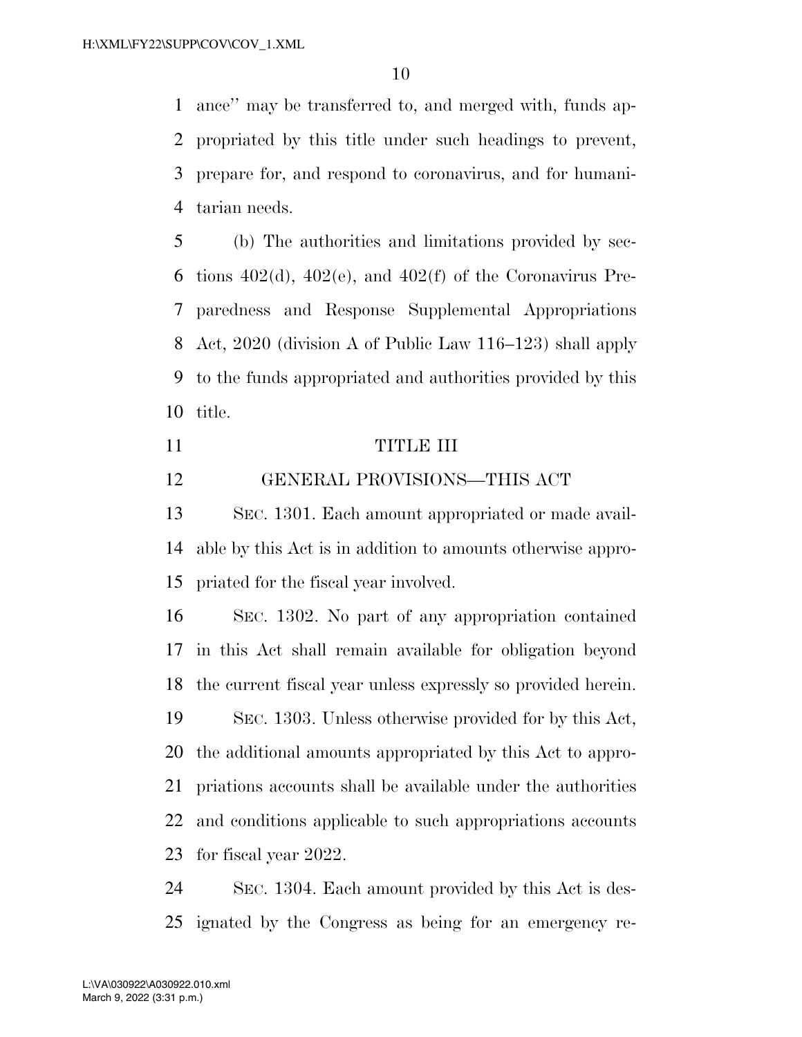ance'' may be transferred to, and merged with, funds appropriated by this title under such headings to prevent, prepare for, and respond to coronavirus, and for humanitarian needs.

(b) The authorities and limitations provided by sections 402(d), 402(e), and 402(f) of the Coronavirus Preparedness and Response Supplemental Appropriations Act, 2020 (division A of Public Law 116–123) shall apply to the funds appropriated and authorities provided by this title.

## TITLE III

## GENERAL PROVISIONS—THIS ACT

SEC. 1301. Each amount appropriated or made available by this Act is in addition to amounts otherwise appropriated for the fiscal year involved.

SEC. 1302. No part of any appropriation contained in this Act shall remain available for obligation beyond the current fiscal year unless expressly so provided herein.

SEC. 1303. Unless otherwise provided for by this Act, the additional amounts appropriated by this Act to appropriations accounts shall be available under the authorities and conditions applicable to such appropriations accounts for fiscal year 2022.

SEC. 1304. Each amount provided by this Act is designated by the Congress as being for an emergency re-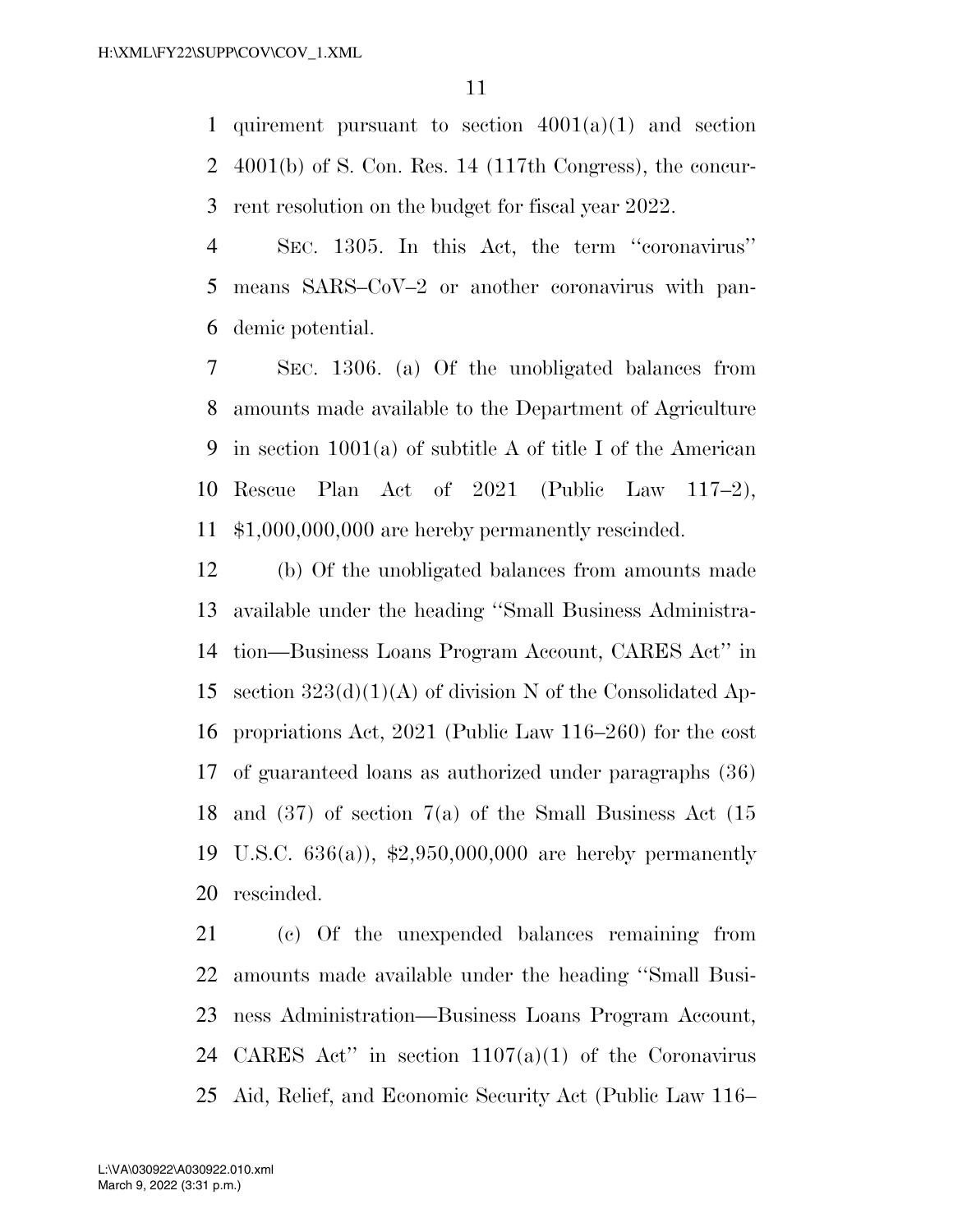quirement pursuant to section 4001(a)(1) and section 4001(b) of S. Con. Res. 14 (117th Congress), the concurrent resolution on the budget for fiscal year 2022.

SEC. 1305. In this Act, the term ''coronavirus'' means SARS–CoV–2 or another coronavirus with pandemic potential.

SEC. 1306. (a) Of the unobligated balances from amounts made available to the Department of Agriculture in section 1001(a) of subtitle A of title I of the American Rescue Plan Act of 2021 (Public Law 117–2), $1,000,000,000 are hereby permanently rescinded.

(b) Of the unobligated balances from amounts made available under the heading ''Small Business Administration—Business Loans Program Account, CARES Act'' in section 323(d)(1)(A) of division N of the Consolidated Appropriations Act, 2021 (Public Law 116–260) for the cost of guaranteed loans as authorized under paragraphs (36) and (37) of section 7(a) of the Small Business Act (15 U.S.C. 636(a)), $2,950,000,000 are hereby permanently rescinded.

(c) Of the unexpended balances remaining from amounts made available under the heading ''Small Business Administration—Business Loans Program Account, CARES Act'' in section 1107(a)(1) of the Coronavirus Aid, Relief, and Economic Security Act (Public Law 116–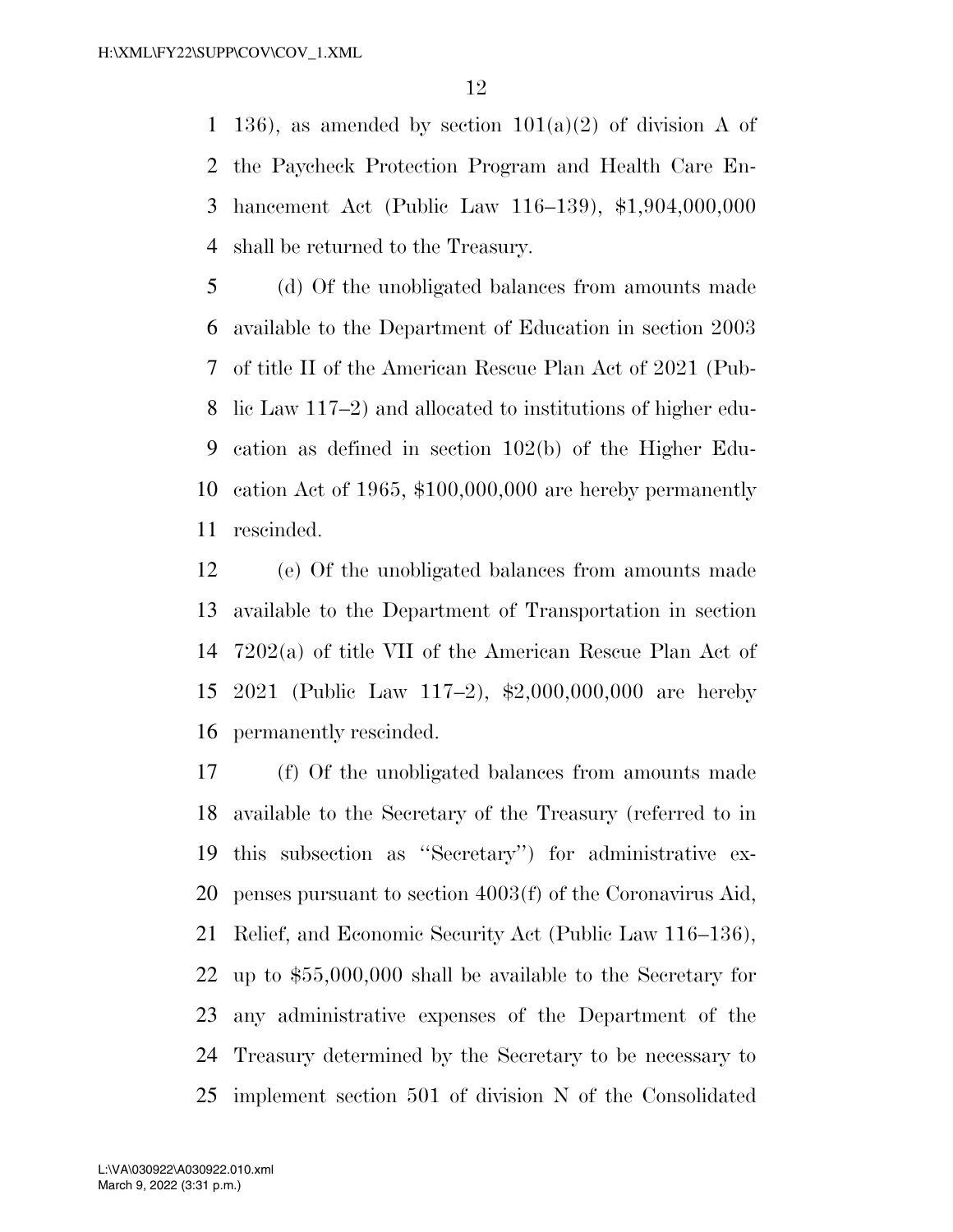136), as amended by section 101(a)(2) of division A of the Paycheck Protection Program and Health Care Enhancement Act (Public Law 116–139), $1,904,000,000 shall be returned to the Treasury.

(d) Of the unobligated balances from amounts made available to the Department of Education in section 2003 of title II of the American Rescue Plan Act of 2021 (Public Law 117–2) and allocated to institutions of higher education as defined in section 102(b) of the Higher Education Act of 1965, $100,000,000 are hereby permanently rescinded.

(e) Of the unobligated balances from amounts made available to the Department of Transportation in section 7202(a) of title VII of the American Rescue Plan Act of 2021 (Public Law 117–2), $2,000,000,000 are hereby permanently rescinded.

(f) Of the unobligated balances from amounts made available to the Secretary of the Treasury (referred to in this subsection as ''Secretary'') for administrative expenses pursuant to section 4003(f) of the Coronavirus Aid, Relief, and Economic Security Act (Public Law 116–136), up to $55,000,000 shall be available to the Secretary for any administrative expenses of the Department of the Treasury determined by the Secretary to be necessary to implement section 501 of division N of the Consolidated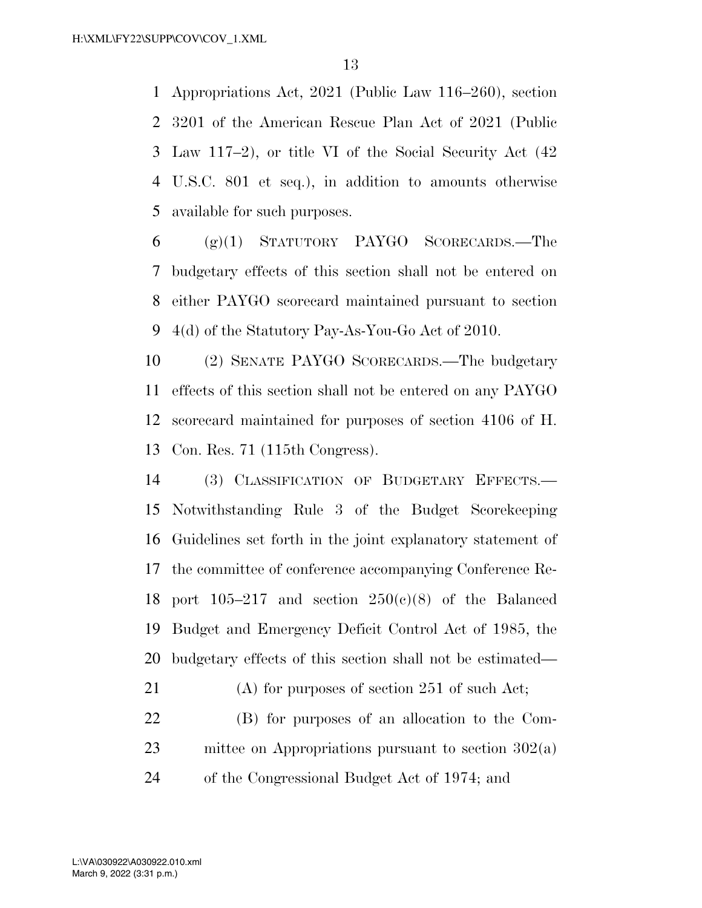Appropriations Act, 2021 (Public Law 116–260), section 3201 of the American Rescue Plan Act of 2021 (Public Law 117–2), or title VI of the Social Security Act (42 U.S.C. 801 et seq.), in addition to amounts otherwise available for such purposes.

(g)(1) STATUTORY PAYGO SCORECARDS.—The budgetary effects of this section shall not be entered on either PAYGO scorecard maintained pursuant to section 4(d) of the Statutory Pay-As-You-Go Act of 2010.

(2) SENATE PAYGO SCORECARDS.—The budgetary effects of this section shall not be entered on any PAYGO scorecard maintained for purposes of section 4106 of H. Con. Res. 71 (115th Congress).

(3) CLASSIFICATION OF BUDGETARY EFFECTS.—Notwithstanding Rule 3 of the Budget Scorekeeping Guidelines set forth in the joint explanatory statement of the committee of conference accompanying Conference Report 105–217 and section 250(c)(8) of the Balanced Budget and Emergency Deficit Control Act of 1985, the budgetary effects of this section shall not be estimated—

(A) for purposes of section 251 of such Act;

(B) for purposes of an allocation to the Committee on Appropriations pursuant to section 302(a) of the Congressional Budget Act of 1974; and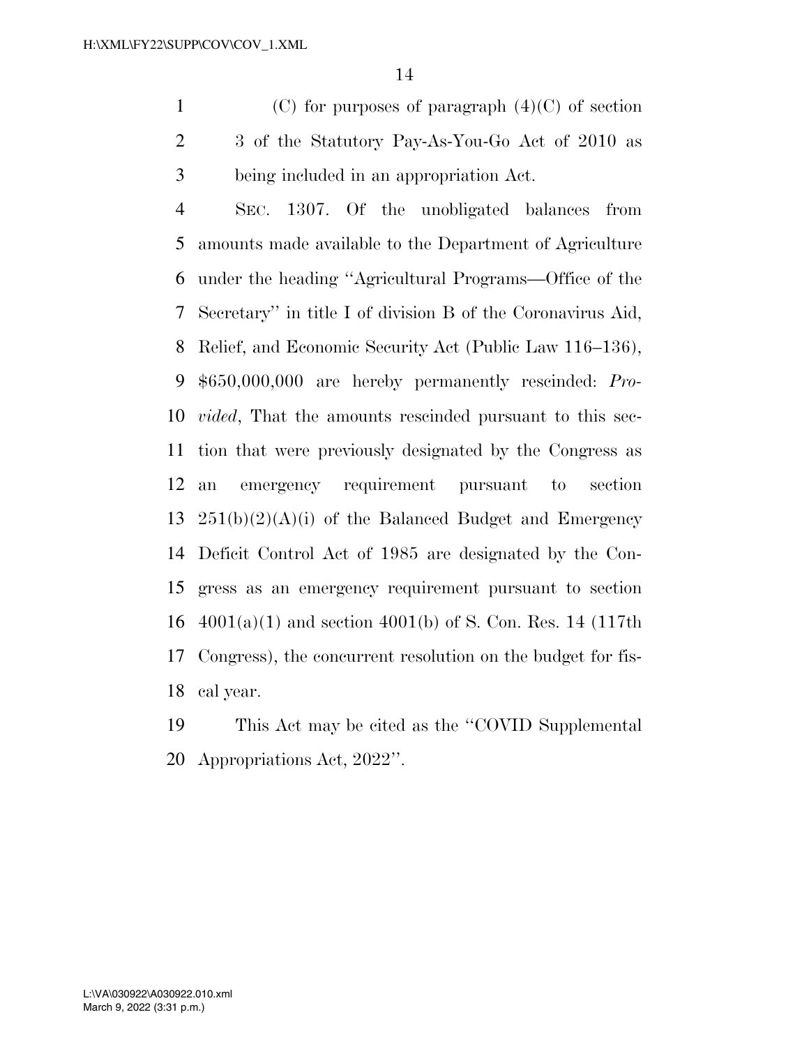(C) for purposes of paragraph (4)(C) of section 3 of the Statutory Pay-As-You-Go Act of 2010 as being included in an appropriation Act.

SEC. 1307. Of the unobligated balances from amounts made available to the Department of Agriculture under the heading ''Agricultural Programs—Office of the Secretary'' in title I of division B of the Coronavirus Aid, Relief, and Economic Security Act (Public Law 116–136), $650,000,000 are hereby permanently rescinded: *Provided*, That the amounts rescinded pursuant to this section that were previously designated by the Congress as an emergency requirement pursuant to section 251(b)(2)(A)(i) of the Balanced Budget and Emergency Deficit Control Act of 1985 are designated by the Congress as an emergency requirement pursuant to section 4001(a)(1) and section 4001(b) of S. Con. Res. 14 (117th Congress), the concurrent resolution on the budget for fiscal year.

This Act may be cited as the ''COVID Supplemental Appropriations Act, 2022''.